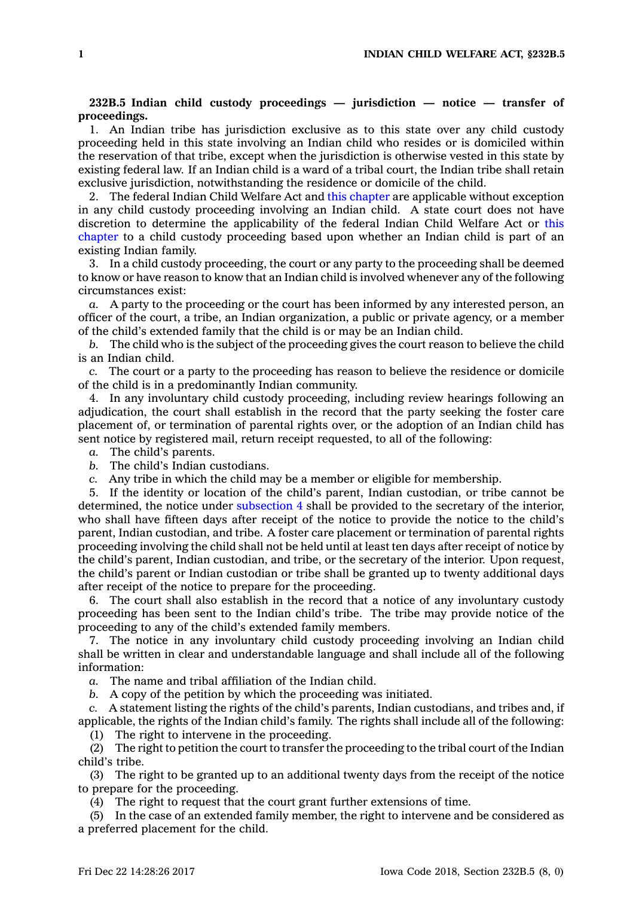**232B.5 Indian child custody proceedings — jurisdiction — notice — transfer of proceedings.**

1. An Indian tribe has jurisdiction exclusive as to this state over any child custody proceeding held in this state involving an Indian child who resides or is domiciled within the reservation of that tribe, except when the jurisdiction is otherwise vested in this state by existing federal law. If an Indian child is a ward of a tribal court, the Indian tribe shall retain exclusive jurisdiction, notwithstanding the residence or domicile of the child.

2. The federal Indian Child Welfare Act and this chapter are applicable without exception in any child custody proceeding involving an Indian child. A state court does not have discretion to determine the applicability of the federal Indian Child Welfare Act or this chapter to a child custody proceeding based upon whether an Indian child is part of an existing Indian family.

3. In a child custody proceeding, the court or any party to the proceeding shall be deemed to know or have reason to know that an Indian child is involved whenever any of the following circumstances exist:

*a.* A party to the proceeding or the court has been informed by any interested person, an officer of the court, a tribe, an Indian organization, a public or private agency, or a member of the child's extended family that the child is or may be an Indian child.

*b.* The child who is the subject of the proceeding gives the court reason to believe the child is an Indian child.

*c.* The court or a party to the proceeding has reason to believe the residence or domicile of the child is in a predominantly Indian community.

4. In any involuntary child custody proceeding, including review hearings following an adjudication, the court shall establish in the record that the party seeking the foster care placement of, or termination of parental rights over, or the adoption of an Indian child has sent notice by registered mail, return receipt requested, to all of the following:

*a.* The child's parents.

*b.* The child's Indian custodians.

*c.* Any tribe in which the child may be a member or eligible for membership.

5. If the identity or location of the child's parent, Indian custodian, or tribe cannot be determined, the notice under subsection 4 shall be provided to the secretary of the interior, who shall have fifteen days after receipt of the notice to provide the notice to the child's parent, Indian custodian, and tribe. A foster care placement or termination of parental rights proceeding involving the child shall not be held until at least ten days after receipt of notice by the child's parent, Indian custodian, and tribe, or the secretary of the interior. Upon request, the child's parent or Indian custodian or tribe shall be granted up to twenty additional days after receipt of the notice to prepare for the proceeding.

6. The court shall also establish in the record that a notice of any involuntary custody proceeding has been sent to the Indian child's tribe. The tribe may provide notice of the proceeding to any of the child's extended family members.

7. The notice in any involuntary child custody proceeding involving an Indian child shall be written in clear and understandable language and shall include all of the following information:

*a.* The name and tribal affiliation of the Indian child.

*b.* A copy of the petition by which the proceeding was initiated.

*c.* A statement listing the rights of the child's parents, Indian custodians, and tribes and, if applicable, the rights of the Indian child's family. The rights shall include all of the following:

(1) The right to intervene in the proceeding.

(2) The right to petition the court to transfer the proceeding to the tribal court of the Indian child's tribe.

(3) The right to be granted up to an additional twenty days from the receipt of the notice to prepare for the proceeding.

(4) The right to request that the court grant further extensions of time.

(5) In the case of an extended family member, the right to intervene and be considered as a preferred placement for the child.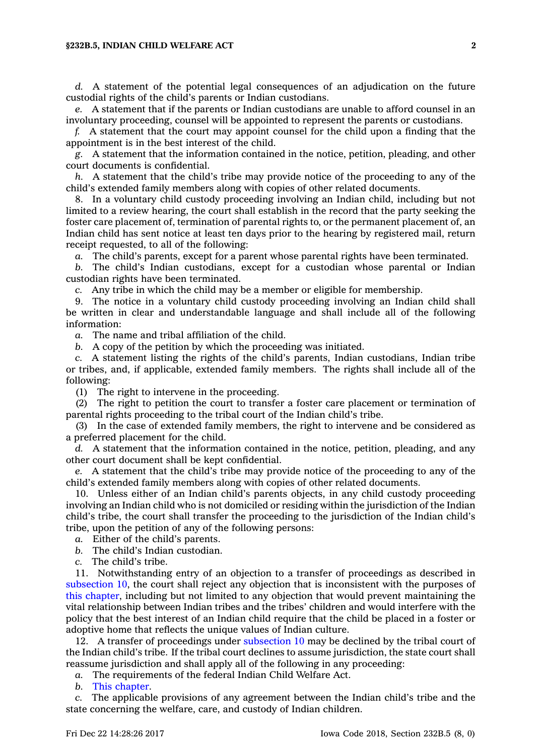*d.* A statement of the potential legal consequences of an adjudication on the future custodial rights of the child's parents or Indian custodians.

*e.* A statement that if the parents or Indian custodians are unable to afford counsel in an involuntary proceeding, counsel will be appointed to represent the parents or custodians.

*f.* A statement that the court may appoint counsel for the child upon a finding that the appointment is in the best interest of the child.

*g.* A statement that the information contained in the notice, petition, pleading, and other court documents is confidential.

*h.* A statement that the child's tribe may provide notice of the proceeding to any of the child's extended family members along with copies of other related documents.

8. In a voluntary child custody proceeding involving an Indian child, including but not limited to a review hearing, the court shall establish in the record that the party seeking the foster care placement of, termination of parental rights to, or the permanent placement of, an Indian child has sent notice at least ten days prior to the hearing by registered mail, return receipt requested, to all of the following:

*a.* The child's parents, except for a parent whose parental rights have been terminated.

*b.* The child's Indian custodians, except for a custodian whose parental or Indian custodian rights have been terminated.

*c.* Any tribe in which the child may be a member or eligible for membership.

9. The notice in a voluntary child custody proceeding involving an Indian child shall be written in clear and understandable language and shall include all of the following information:

*a.* The name and tribal affiliation of the child.

*b.* A copy of the petition by which the proceeding was initiated.

*c.* A statement listing the rights of the child's parents, Indian custodians, Indian tribe or tribes, and, if applicable, extended family members. The rights shall include all of the following:

(1) The right to intervene in the proceeding.

(2) The right to petition the court to transfer a foster care placement or termination of parental rights proceeding to the tribal court of the Indian child's tribe.

(3) In the case of extended family members, the right to intervene and be considered as a preferred placement for the child.

*d.* A statement that the information contained in the notice, petition, pleading, and any other court document shall be kept confidential.

*e.* A statement that the child's tribe may provide notice of the proceeding to any of the child's extended family members along with copies of other related documents.

10. Unless either of an Indian child's parents objects, in any child custody proceeding involving an Indian child who is not domiciled or residing within the jurisdiction of the Indian child's tribe, the court shall transfer the proceeding to the jurisdiction of the Indian child's tribe, upon the petition of any of the following persons:

*a.* Either of the child's parents.

*b.* The child's Indian custodian.

*c.* The child's tribe.

11. Notwithstanding entry of an objection to a transfer of proceedings as described in subsection 10, the court shall reject any objection that is inconsistent with the purposes of this chapter, including but not limited to any objection that would prevent maintaining the vital relationship between Indian tribes and the tribes' children and would interfere with the policy that the best interest of an Indian child require that the child be placed in a foster or adoptive home that reflects the unique values of Indian culture.

12. A transfer of proceedings under subsection 10 may be declined by the tribal court of the Indian child's tribe. If the tribal court declines to assume jurisdiction, the state court shall reassume jurisdiction and shall apply all of the following in any proceeding:

*a.* The requirements of the federal Indian Child Welfare Act.

*b.* This chapter.

*c.* The applicable provisions of any agreement between the Indian child's tribe and the state concerning the welfare, care, and custody of Indian children.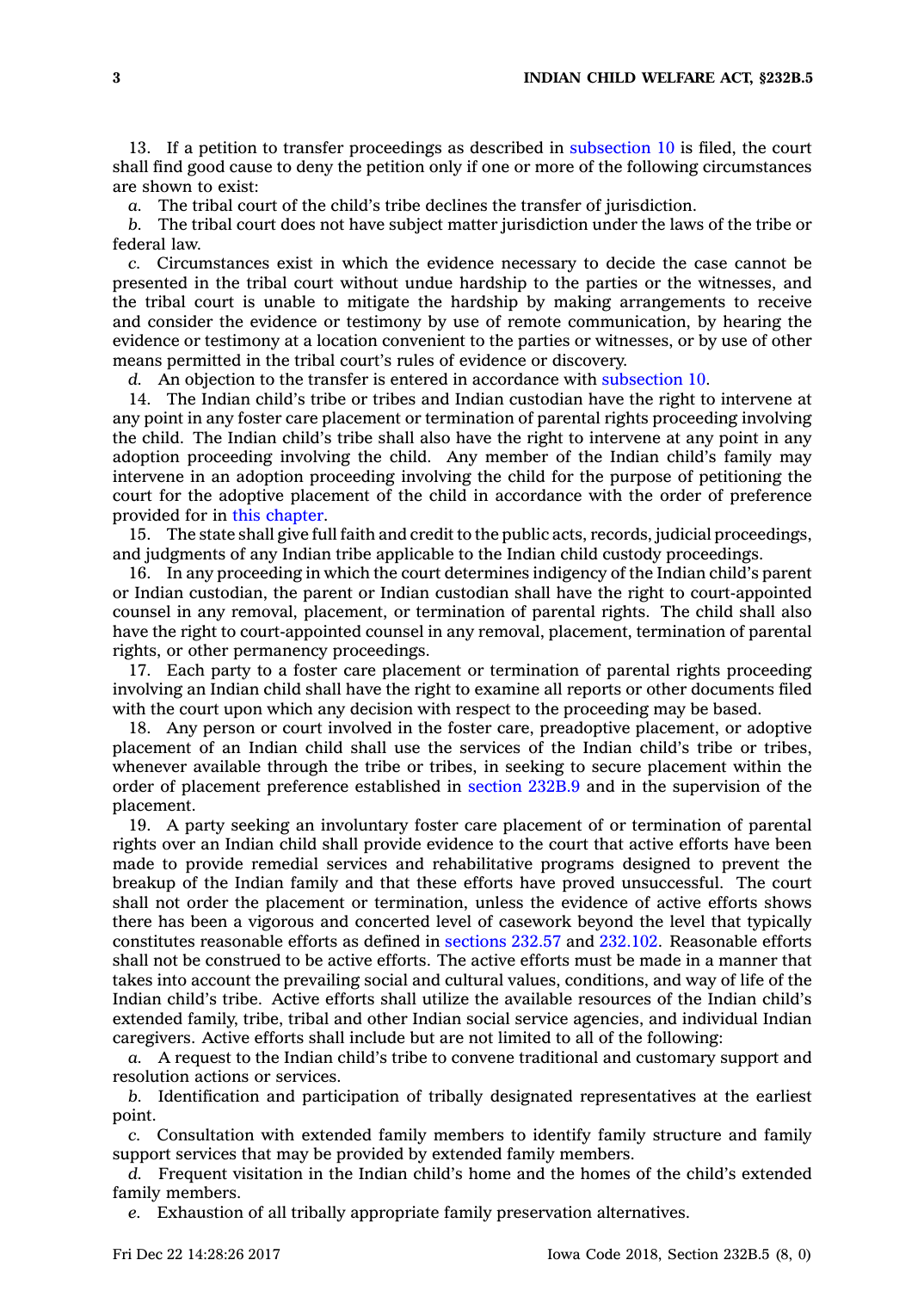13. If a petition to transfer proceedings as described in subsection 10 is filed, the court shall find good cause to deny the petition only if one or more of the following circumstances are shown to exist:

*a.* The tribal court of the child's tribe declines the transfer of jurisdiction.

*b.* The tribal court does not have subject matter jurisdiction under the laws of the tribe or federal law.

*c.* Circumstances exist in which the evidence necessary to decide the case cannot be presented in the tribal court without undue hardship to the parties or the witnesses, and the tribal court is unable to mitigate the hardship by making arrangements to receive and consider the evidence or testimony by use of remote communication, by hearing the evidence or testimony at a location convenient to the parties or witnesses, or by use of other means permitted in the tribal court's rules of evidence or discovery.

*d.* An objection to the transfer is entered in accordance with subsection 10.

14. The Indian child's tribe or tribes and Indian custodian have the right to intervene at any point in any foster care placement or termination of parental rights proceeding involving the child. The Indian child's tribe shall also have the right to intervene at any point in any adoption proceeding involving the child. Any member of the Indian child's family may intervene in an adoption proceeding involving the child for the purpose of petitioning the court for the adoptive placement of the child in accordance with the order of preference provided for in this chapter.

15. The state shall give full faith and credit to the public acts, records, judicial proceedings, and judgments of any Indian tribe applicable to the Indian child custody proceedings.

16. In any proceeding in which the court determines indigency of the Indian child's parent or Indian custodian, the parent or Indian custodian shall have the right to court-appointed counsel in any removal, placement, or termination of parental rights. The child shall also have the right to court-appointed counsel in any removal, placement, termination of parental rights, or other permanency proceedings.

17. Each party to a foster care placement or termination of parental rights proceeding involving an Indian child shall have the right to examine all reports or other documents filed with the court upon which any decision with respect to the proceeding may be based.

18. Any person or court involved in the foster care, preadoptive placement, or adoptive placement of an Indian child shall use the services of the Indian child's tribe or tribes, whenever available through the tribe or tribes, in seeking to secure placement within the order of placement preference established in section 232B.9 and in the supervision of the placement.

19. A party seeking an involuntary foster care placement of or termination of parental rights over an Indian child shall provide evidence to the court that active efforts have been made to provide remedial services and rehabilitative programs designed to prevent the breakup of the Indian family and that these efforts have proved unsuccessful. The court shall not order the placement or termination, unless the evidence of active efforts shows there has been a vigorous and concerted level of casework beyond the level that typically constitutes reasonable efforts as defined in sections 232.57 and 232.102. Reasonable efforts shall not be construed to be active efforts. The active efforts must be made in a manner that takes into account the prevailing social and cultural values, conditions, and way of life of the Indian child's tribe. Active efforts shall utilize the available resources of the Indian child's extended family, tribe, tribal and other Indian social service agencies, and individual Indian caregivers. Active efforts shall include but are not limited to all of the following:

*a.* A request to the Indian child's tribe to convene traditional and customary support and resolution actions or services.

*b.* Identification and participation of tribally designated representatives at the earliest point.

*c.* Consultation with extended family members to identify family structure and family support services that may be provided by extended family members.

*d.* Frequent visitation in the Indian child's home and the homes of the child's extended family members.

*e.* Exhaustion of all tribally appropriate family preservation alternatives.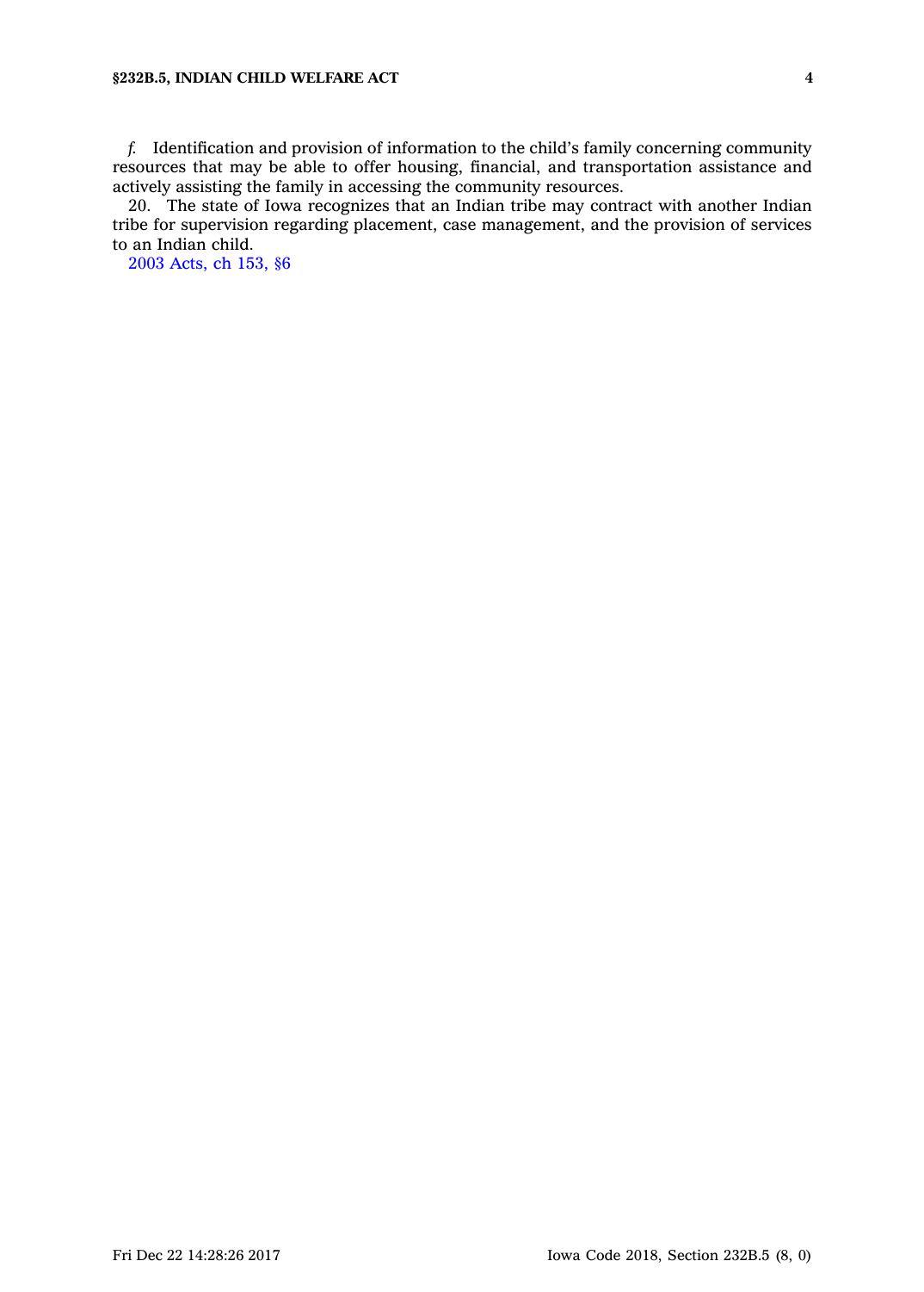*f.* Identification and provision of information to the child's family concerning community resources that may be able to offer housing, financial, and transportation assistance and actively assisting the family in accessing the community resources.

20. The state of Iowa recognizes that an Indian tribe may contract with another Indian tribe for supervision regarding placement, case management, and the provision of services to an Indian child.

2003 Acts, ch 153, §6